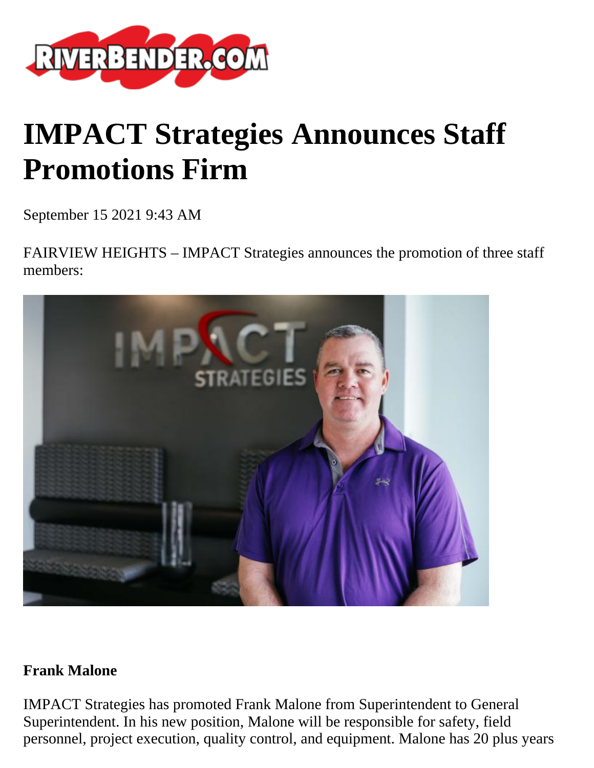# IMPACT Strategies Announces Staff Promotions Firm

September 15 2021 9:43 AM

FAIRVIEW HEIGHTS – IMPACT Strategies announces the promotion of three staff members:

**Frank Malone**

IMPACT Strategies has promoted Frank Malone from Superintendent to General Superintendent. In his new position, Malone will be responsible for safety, field personnel, project execution, quality control, and equipment. Malone has 20 plus years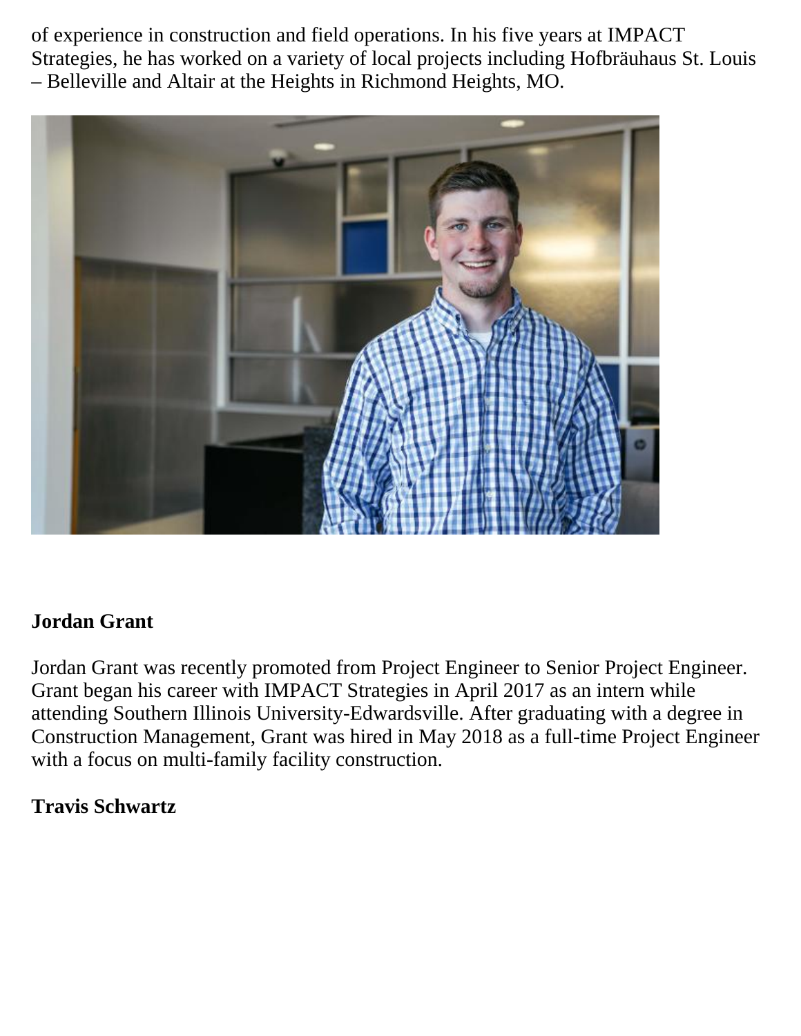of experience in construction and field operations. In his five years at IMPACT Strategies, he has worked on a variety of local projects including Hofbräuhaus St. Louis – Belleville and Altair at the Heights in Richmond Heights, MO.

**Jordan Grant**

Jordan Grant was recently promoted from Project Engineer to Senior Project Engineer. Grant began his career with IMPACT Strategies in April 2017 as an intern while attending Southern Illinois University-Edwardsville. After graduating with a degree in Construction Management, Grant was hired in May 2018 as a full-time Project Engineer with a focus on multi-family facility construction.

**Travis Schwartz**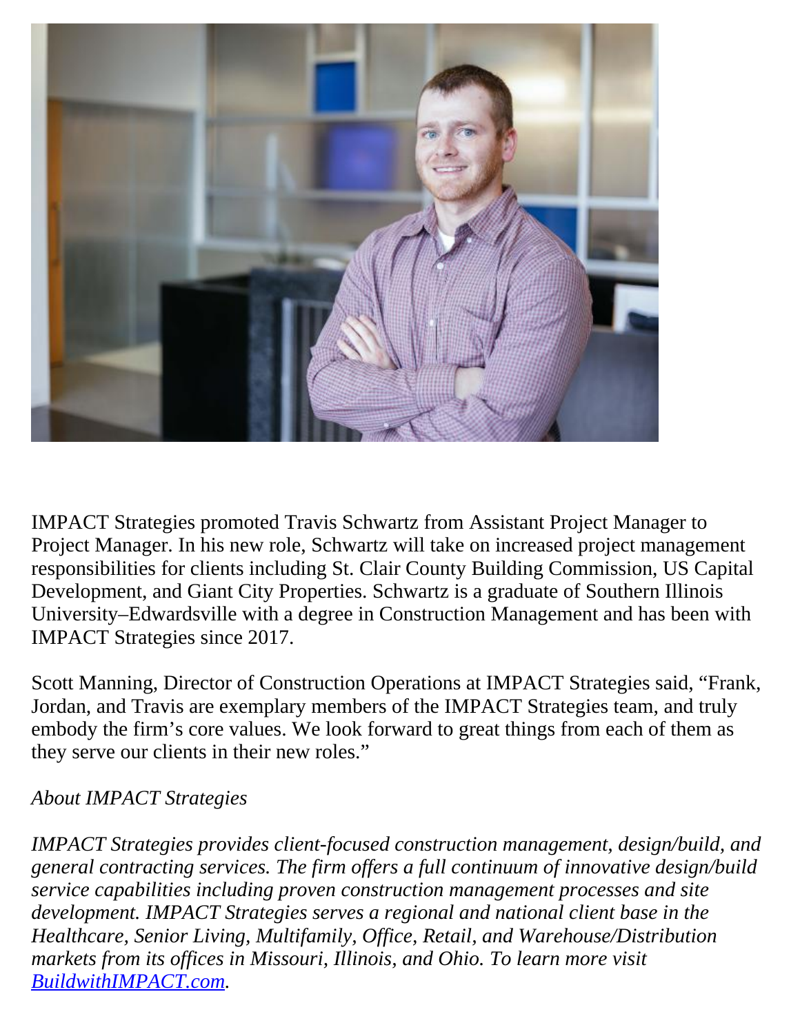IMPACT Strategies promoted Travis Schwartz from Assistant Project Manager to Project Manager. In his new role, Schwartz will take on increased project management responsibilities for clients including St. Clair County Building Commission, US Capital Development, and Giant City Properties. Schwartz is a graduate of Southern Illinois University–Edwardsville with a degree in Construction Management and has been with IMPACT Strategies since 2017.

Scott Manning, Director of Construction Operations at IMPACT Strategies said, "Frank, Jordan, and Travis are exemplary members of the IMPACT Strategies team, and truly embody the firm's core values. We look forward to great things from each of them as they serve our clients in their new roles."

*About IMPACT Strategies*

*IMPACT Strategies provides client-focused construction management, design/build, and general contracting services. The firm offers a full continuum of innovative design/build service capabilities including proven construction management processes and site development. IMPACT Strategies serves a regional and national client base in the Healthcare, Senior Living, Multifamily, Office, Retail, and Warehouse/Distribution markets from its offices in Missouri, Illinois, and Ohio. To learn more visit [BuildwithIMPACT.com](BuildwithIMPACT.com).*